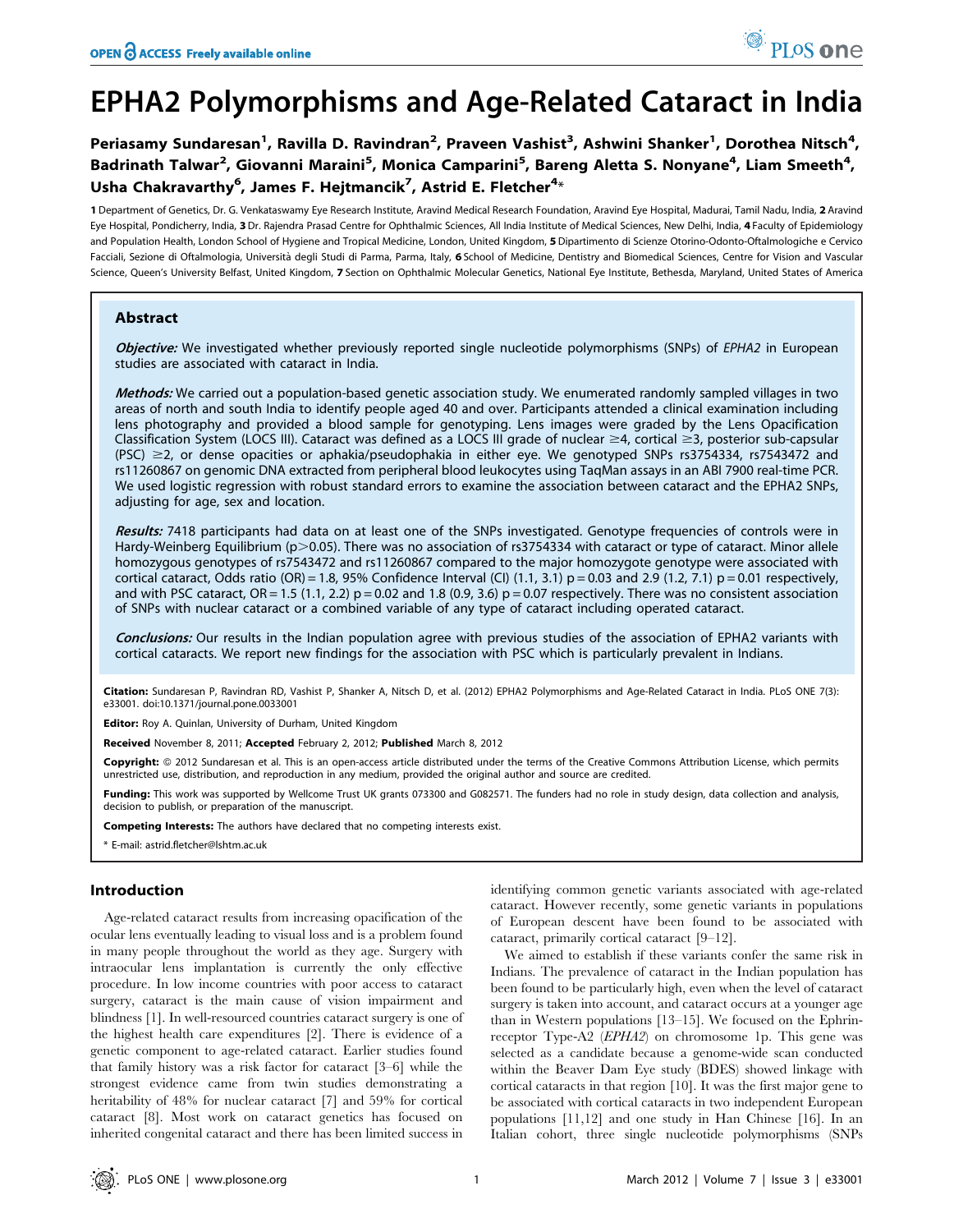# EPHA2 Polymorphisms and Age-Related Cataract in India

**Periasamy Sundaresan[1], Ravilla D. Ravindran[2], Praveen Vashist[3], Ashwini Shanker[1], Dorothea Nitsch[4], Badrinath Talwar[2], Giovanni Maraini[5], Monica Camparini[5], Bareng Aletta S. Nonyane[4], Liam Smeeth[4], Usha Chakravarthy[6], James F. Hejtmancik[7], Astrid E. Fletcher[4]***

**1** Department of Genetics, Dr. G. Venkataswamy Eye Research Institute, Aravind Medical Research Foundation, Aravind Eye Hospital, Madurai, Tamil Nadu, India, **2** Aravind Eye Hospital, Pondicherry, India, **3** Dr. Rajendra Prasad Centre for Ophthalmic Sciences, All India Institute of Medical Sciences, New Delhi, India, **4** Faculty of Epidemiology and Population Health, London School of Hygiene and Tropical Medicine, London, United Kingdom, **5** Dipartimento di Scienze Otorino-Odonto-Oftalmologiche e Cervico Facciali, Sezione di Oftalmologia, Università degli Studi di Parma, Parma, Italy, **6** School of Medicine, Dentistry and Biomedical Sciences, Centre for Vision and Vascular Science, Queen's University Belfast, United Kingdom, **7** Section on Ophthalmic Molecular Genetics, National Eye Institute, Bethesda, Maryland, United States of America

## Abstract

***Objective:*** We investigated whether previously reported single nucleotide polymorphisms (SNPs) of *EPHA2* in European studies are associated with cataract in India.

***Methods:*** We carried out a population-based genetic association study. We enumerated randomly sampled villages in two areas of north and south India to identify people aged 40 and over. Participants attended a clinical examination including lens photography and provided a blood sample for genotyping. Lens images were graded by the Lens Opacification Classification System (LOCS III). Cataract was defined as a LOCS III grade of nuclear $\geq 4$, cortical $\geq 3$, posterior sub-capsular (PSC) $\geq 2$, or dense opacities or aphakia/pseudophakia in either eye. We genotyped SNPs rs3754334, rs7543472 and rs11260867 on genomic DNA extracted from peripheral blood leukocytes using TaqMan assays in an ABI 7900 real-time PCR. We used logistic regression with robust standard errors to examine the association between cataract and the EPHA2 SNPs, adjusting for age, sex and location.

***Results:*** 7418 participants had data on at least one of the SNPs investigated. Genotype frequencies of controls were in Hardy-Weinberg Equilibrium ($p>0.05$). There was no association of rs3754334 with cataract or type of cataract. Minor allele homozygous genotypes of rs7543472 and rs11260867 compared to the major homozygote genotype were associated with cortical cataract, Odds ratio (OR) = 1.8, 95% Confidence Interval (CI) (1.1, 3.1) p = 0.03 and 2.9 (1.2, 7.1) p = 0.01 respectively, and with PSC cataract, OR = 1.5 (1.1, 2.2) p = 0.02 and 1.8 (0.9, 3.6) p = 0.07 respectively. There was no consistent association of SNPs with nuclear cataract or a combined variable of any type of cataract including operated cataract.

***Conclusions:*** Our results in the Indian population agree with previous studies of the association of EPHA2 variants with cortical cataracts. We report new findings for the association with PSC which is particularly prevalent in Indians.

**Citation:** Sundaresan P, Ravindran RD, Vashist P, Shanker A, Nitsch D, et al. (2012) EPHA2 Polymorphisms and Age-Related Cataract in India. PLoS ONE 7(3): e33001. doi:10.1371/journal.pone.0033001

**Editor:** Roy A. Quinlan, University of Durham, United Kingdom

**Received** November 8, 2011; **Accepted** February 2, 2012; **Published** March 8, 2012

**Copyright:** © 2012 Sundaresan et al. This is an open-access article distributed under the terms of the Creative Commons Attribution License, which permits unrestricted use, distribution, and reproduction in any medium, provided the original author and source are credited.

**Funding:** This work was supported by Wellcome Trust UK grants 073300 and G082571. The funders had no role in study design, data collection and analysis, decision to publish, or preparation of the manuscript.

**Competing Interests:** The authors have declared that no competing interests exist.

\* E-mail: astrid.fletcher@lshtm.ac.uk

## Introduction

Age-related cataract results from increasing opacification of the ocular lens eventually leading to visual loss and is a problem found in many people throughout the world as they age. Surgery with intraocular lens implantation is currently the only effective procedure. In low income countries with poor access to cataract surgery, cataract is the main cause of vision impairment and blindness [1]. In well-resourced countries cataract surgery is one of the highest health care expenditures [2]. There is evidence of a genetic component to age-related cataract. Earlier studies found that family history was a risk factor for cataract [3–6] while the strongest evidence came from twin studies demonstrating a heritability of 48% for nuclear cataract [7] and 59% for cortical cataract [8]. Most work on cataract genetics has focused on inherited congenital cataract and there has been limited success in identifying common genetic variants associated with age-related cataract. However recently, some genetic variants in populations of European descent have been found to be associated with cataract, primarily cortical cataract [9–12].

We aimed to establish if these variants confer the same risk in Indians. The prevalence of cataract in the Indian population has been found to be particularly high, even when the level of cataract surgery is taken into account, and cataract occurs at a younger age than in Western populations [13–15]. We focused on the Ephrin-receptor Type-A2 (*EPHA2*) on chromosome 1p. This gene was selected as a candidate because a genome-wide scan conducted within the Beaver Dam Eye study (BDES) showed linkage with cortical cataracts in that region [10]. It was the first major gene to be associated with cortical cataracts in two independent European populations [11,12] and one study in Han Chinese [16]. In an Italian cohort, three single nucleotide polymorphisms (SNPs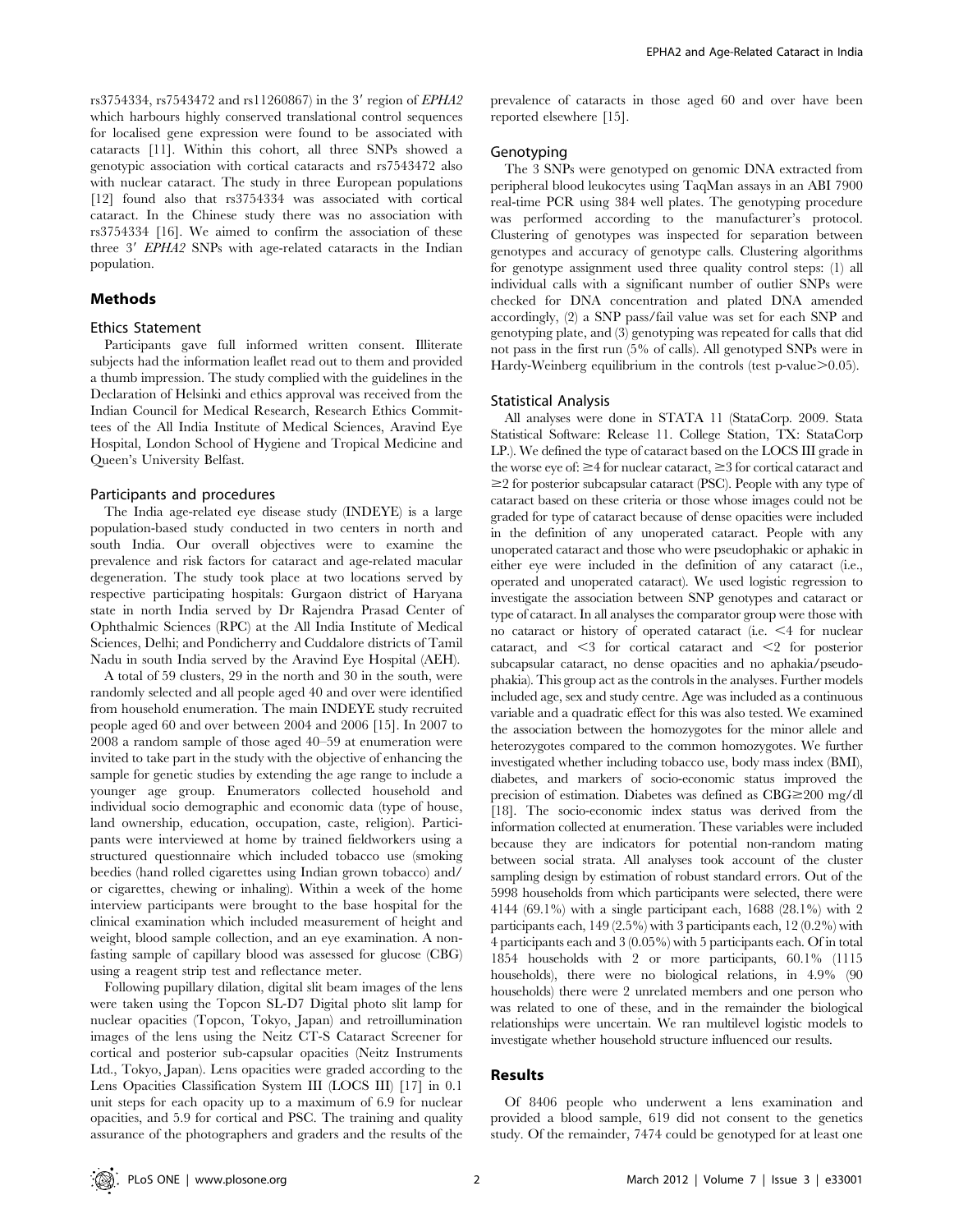rs3754334, rs7543472 and rs11260867) in the 3′ region of *EPHA2* which harbours highly conserved translational control sequences for localised gene expression were found to be associated with cataracts [11]. Within this cohort, all three SNPs showed a genotypic association with cortical cataracts and rs7543472 also with nuclear cataract. The study in three European populations [12] found also that rs3754334 was associated with cortical cataract. In the Chinese study there was no association with rs3754334 [16]. We aimed to confirm the association of these three 3′ *EPHA2* SNPs with age-related cataracts in the Indian population.

## Methods

### Ethics Statement

Participants gave full informed written consent. Illiterate subjects had the information leaflet read out to them and provided a thumb impression. The study complied with the guidelines in the Declaration of Helsinki and ethics approval was received from the Indian Council for Medical Research, Research Ethics Committees of the All India Institute of Medical Sciences, Aravind Eye Hospital, London School of Hygiene and Tropical Medicine and Queen's University Belfast.

### Participants and procedures

The India age-related eye disease study (INDEYE) is a large population-based study conducted in two centers in north and south India. Our overall objectives were to examine the prevalence and risk factors for cataract and age-related macular degeneration. The study took place at two locations served by respective participating hospitals: Gurgaon district of Haryana state in north India served by Dr Rajendra Prasad Center of Ophthalmic Sciences (RPC) at the All India Institute of Medical Sciences, Delhi; and Pondicherry and Cuddalore districts of Tamil Nadu in south India served by the Aravind Eye Hospital (AEH).

A total of 59 clusters, 29 in the north and 30 in the south, were randomly selected and all people aged 40 and over were identified from household enumeration. The main INDEYE study recruited people aged 60 and over between 2004 and 2006 [15]. In 2007 to 2008 a random sample of those aged 40–59 at enumeration were invited to take part in the study with the objective of enhancing the sample for genetic studies by extending the age range to include a younger age group. Enumerators collected household and individual socio demographic and economic data (type of house, land ownership, education, occupation, caste, religion). Participants were interviewed at home by trained fieldworkers using a structured questionnaire which included tobacco use (smoking beedies (hand rolled cigarettes using Indian grown tobacco) and/or cigarettes, chewing or inhaling). Within a week of the home interview participants were brought to the base hospital for the clinical examination which included measurement of height and weight, blood sample collection, and an eye examination. A non-fasting sample of capillary blood was assessed for glucose (CBG) using a reagent strip test and reflectance meter.

Following pupillary dilation, digital slit beam images of the lens were taken using the Topcon SL-D7 Digital photo slit lamp for nuclear opacities (Topcon, Tokyo, Japan) and retroillumination images of the lens using the Neitz CT-S Cataract Screener for cortical and posterior sub-capsular opacities (Neitz Instruments Ltd., Tokyo, Japan). Lens opacities were graded according to the Lens Opacities Classification System III (LOCS III) [17] in 0.1 unit steps for each opacity up to a maximum of 6.9 for nuclear opacities, and 5.9 for cortical and PSC. The training and quality assurance of the photographers and graders and the results of the prevalence of cataracts in those aged 60 and over have been reported elsewhere [15].

### Genotyping

The 3 SNPs were genotyped on genomic DNA extracted from peripheral blood leukocytes using TaqMan assays in an ABI 7900 real-time PCR using 384 well plates. The genotyping procedure was performed according to the manufacturer's protocol. Clustering of genotypes was inspected for separation between genotypes and accuracy of genotype calls. Clustering algorithms for genotype assignment used three quality control steps: (1) all individual calls with a significant number of outlier SNPs were checked for DNA concentration and plated DNA amended accordingly, (2) a SNP pass/fail value was set for each SNP and genotyping plate, and (3) genotyping was repeated for calls that did not pass in the first run (5% of calls). All genotyped SNPs were in Hardy-Weinberg equilibrium in the controls (test p-value $>0.05$).

### Statistical Analysis

All analyses were done in STATA 11 (StataCorp. 2009. Stata Statistical Software: Release 11. College Station, TX: StataCorp LP.). We defined the type of cataract based on the LOCS III grade in the worse eye of: $\geq 4$ for nuclear cataract, $\geq 3$ for cortical cataract and $\geq 2$ for posterior subcapsular cataract (PSC). People with any type of cataract based on these criteria or those whose images could not be graded for type of cataract because of dense opacities were included in the definition of any unoperated cataract. People with any unoperated cataract and those who were pseudophakic or aphakic in either eye were included in the definition of any cataract (i.e., operated and unoperated cataract). We used logistic regression to investigate the association between SNP genotypes and cataract or type of cataract. In all analyses the comparator group were those with no cataract or history of operated cataract (i.e. $<4$ for nuclear cataract, and $<3$ for cortical cataract and $<2$ for posterior subcapsular cataract, no dense opacities and no aphakia/pseudophakia). This group act as the controls in the analyses. Further models included age, sex and study centre. Age was included as a continuous variable and a quadratic effect for this was also tested. We examined the association between the homozygotes for the minor allele and heterozygotes compared to the common homozygotes. We further investigated whether including tobacco use, body mass index (BMI), diabetes, and markers of socio-economic status improved the precision of estimation. Diabetes was defined as CBG$\geq$200 mg/dl [18]. The socio-economic index status was derived from the information collected at enumeration. These variables were included because they are indicators for potential non-random mating between social strata. All analyses took account of the cluster sampling design by estimation of robust standard errors. Out of the 5998 households from which participants were selected, there were 4144 (69.1%) with a single participant each, 1688 (28.1%) with 2 participants each, 149 (2.5%) with 3 participants each, 12 (0.2%) with 4 participants each and 3 (0.05%) with 5 participants each. Of in total 1854 households with 2 or more participants, 60.1% (1115 households), there were no biological relations, in 4.9% (90 households) there were 2 unrelated members and one person who was related to one of these, and in the remainder the biological relationships were uncertain. We ran multilevel logistic models to investigate whether household structure influenced our results.

## Results

Of 8406 people who underwent a lens examination and provided a blood sample, 619 did not consent to the genetics study. Of the remainder, 7474 could be genotyped for at least one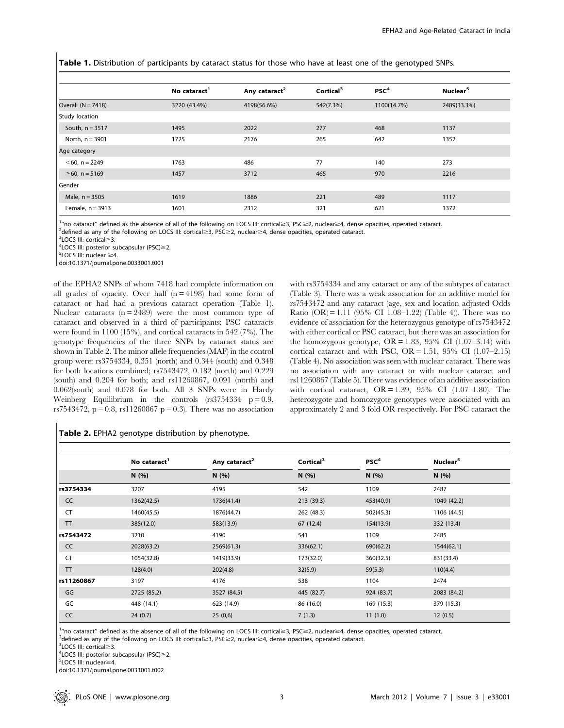**Table 1.** Distribution of participants by cataract status for those who have at least one of the genotyped SNPs.

| | No cataract[1] | Any cataract[2] | Cortical[3] | PSC[4] | Nuclear[5] |
|---|---|---|---|---|---|
| Overall (N = 7418) | 3220 (43.4%) | 4198(56.6%) | 542(7.3%) | 1100(14.7%) | 2489(33.3%) |
| Study location | | | | | |
| South, n = 3517 | 1495 | 2022 | 277 | 468 | 1137 |
| North, n = 3901 | 1725 | 2176 | 265 | 642 | 1352 |
| Age category | | | | | |
| <60, n = 2249 | 1763 | 486 | 77 | 140 | 273 |
| ≥60, n = 5169 | 1457 | 3712 | 465 | 970 | 2216 |
| Gender | | | | | |
| Male, n = 3505 | 1619 | 1886 | 221 | 489 | 1117 |
| Female, n = 3913 | 1601 | 2312 | 321 | 621 | 1372 |

[1]"no cataract" defined as the absence of all of the following on LOCS III: cortical≥3, PSC≥2, nuclear≥4, dense opacities, operated cataract.
[2]defined as any of the following on LOCS III: cortical≥3, PSC≥2, nuclear≥4, dense opacities, operated cataract.
[3]LOCS III: cortical≥3.
[4]LOCS III: posterior subcapsular (PSC)≥2.
[5]LOCS III: nuclear ≥4.
doi:10.1371/journal.pone.0033001.t001

of the EPHA2 SNPs of whom 7418 had complete information on all grades of opacity. Over half (n = 4198) had some form of cataract or had had a previous cataract operation (Table 1). Nuclear cataracts (n = 2489) were the most common type of cataract and observed in a third of participants; PSC cataracts were found in 1100 (15%), and cortical cataracts in 542 (7%). The genotype frequencies of the three SNPs by cataract status are shown in Table 2. The minor allele frequencies (MAF) in the control group were: rs3754334, 0.351 (north) and 0.344 (south) and 0.348 for both locations combined; rs7543472, 0.182 (north) and 0.229 (south) and 0.204 for both; and rs11260867, 0.091 (north) and 0.062(south) and 0.078 for both. All 3 SNPs were in Hardy Weinberg Equilibrium in the controls (rs3754334 $p = 0.9$, rs7543472, $p = 0.8$, rs11260867 $p = 0.3$). There was no association with rs3754334 and any cataract or any of the subtypes of cataract (Table 3). There was a weak association for an additive model for rs7543472 and any cataract (age, sex and location adjusted Odds Ratio (OR) = 1.11 (95% CI 1.08–1.22) (Table 4)). There was no evidence of association for the heterozygous genotype of rs7543472 with either cortical or PSC cataract, but there was an association for the homozygous genotype, OR = 1.83, 95% CI (1.07–3.14) with cortical cataract and with PSC, OR = 1.51, 95% CI (1.07–2.15) (Table 4). No association was seen with nuclear cataract. There was no association with any cataract or with nuclear cataract and rs11260867 (Table 5). There was evidence of an additive association with cortical cataract, OR = 1.39, 95% CI (1.07–1.80). The heterozygote and homozygote genotypes were associated with an approximately 2 and 3 fold OR respectively. For PSC cataract the

**Table 2.** EPHA2 genotype distribution by phenotype.

| | No cataract[1] | Any cataract[2] | Cortical[3] | PSC[4] | Nuclear[5] |
|---|---|---|---|---|---|
| | N (%) | N (%) | N (%) | N (%) | N (%) |
| **rs3754334** | 3207 | 4195 | 542 | 1109 | 2487 |
| CC | 1362(42.5) | 1736(41.4) | 213 (39.3) | 453(40.9) | 1049 (42.2) |
| CT | 1460(45.5) | 1876(44.7) | 262 (48.3) | 502(45.3) | 1106 (44.5) |
| TT | 385(12.0) | 583(13.9) | 67 (12.4) | 154(13.9) | 332 (13.4) |
| **rs7543472** | 3210 | 4190 | 541 | 1109 | 2485 |
| CC | 2028(63.2) | 2569(61.3) | 336(62.1) | 690(62.2) | 1544(62.1) |
| CT | 1054(32.8) | 1419(33.9) | 173(32.0) | 360(32.5) | 831(33.4) |
| TT | 128(4.0) | 202(4.8) | 32(5.9) | 59(5.3) | 110(4.4) |
| **rs11260867** | 3197 | 4176 | 538 | 1104 | 2474 |
| GG | 2725 (85.2) | 3527 (84.5) | 445 (82.7) | 924 (83.7) | 2083 (84.2) |
| GC | 448 (14.1) | 623 (14.9) | 86 (16.0) | 169 (15.3) | 379 (15.3) |
| CC | 24 (0.7) | 25 (0,6) | 7 (1.3) | 11 (1.0) | 12 (0.5) |

[1]"no cataract" defined as the absence of all of the following on LOCS III: cortical≥3, PSC≥2, nuclear≥4, dense opacities, operated cataract.
[2]defined as any of the following on LOCS III: cortical≥3, PSC≥2, nuclear≥4, dense opacities, operated cataract.
[3]LOCS III: cortical≥3.
[4]LOCS III: posterior subcapsular (PSC)≥2.
[5]LOCS III: nuclear≥4.
doi:10.1371/journal.pone.0033001.t002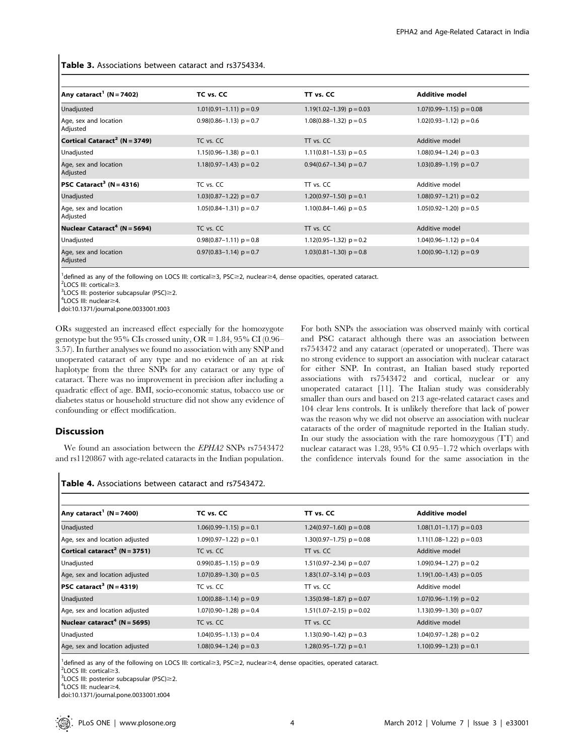**Table 3.** Associations between cataract and rs3754334.

| Any cataract[1] (N = 7402) | TC vs. CC | TT vs. CC | Additive model |
|---|---|---|---|
| Unadjusted | 1.01(0.91–1.11) p = 0.9 | 1.19(1.02–1.39) p = 0.03 | 1.07(0.99–1.15) p = 0.08 |
| Age, sex and location Adjusted | 0.98(0.86–1.13) p = 0.7 | 1.08(0.88–1.32) p = 0.5 | 1.02(0.93–1.12) p = 0.6 |
| **Cortical Cataract[2] (N = 3749)** | TC vs. CC | TT vs. CC | Additive model |
| Unadjusted | 1.15(0.96–1.38) p = 0.1 | 1.11(0.81–1.53) p = 0.5 | 1.08(0.94–1.24) p = 0.3 |
| Age, sex and location Adjusted | 1.18(0.97–1.43) p = 0.2 | 0.94(0.67–1.34) p = 0.7 | 1.03(0.89–1.19) p = 0.7 |
| **PSC Cataract[3] (N = 4316)** | TC vs. CC | TT vs. CC | Additive model |
| Unadjusted | 1.03(0.87–1.22) p = 0.7 | 1.20(0.97–1.50) p = 0.1 | 1.08(0.97–1.21) p = 0.2 |
| Age, sex and location Adjusted | 1.05(0.84–1.31) p = 0.7 | 1.10(0.84–1.46) p = 0.5 | 1.05(0.92–1.20) p = 0.5 |
| **Nuclear Cataract[4] (N = 5694)** | TC vs. CC | TT vs. CC | Additive model |
| Unadjusted | 0.98(0.87–1.11) p = 0.8 | 1.12(0.95–1.32) p = 0.2 | 1.04(0.96–1.12) p = 0.4 |
| Age, sex and location Adjusted | 0.97(0.83–1.14) p = 0.7 | 1.03(0.81–1.30) p = 0.8 | 1.00(0.90–1.12) p = 0.9 |

[1]defined as any of the following on LOCS III: cortical≥3, PSC≥2, nuclear≥4, dense opacities, operated cataract.
[2]LOCS III: cortical≥3.
[3]LOCS III: posterior subcapsular (PSC)≥2.
[4]LOCS III: nuclear≥4.
doi:10.1371/journal.pone.0033001.t003

ORs suggested an increased effect especially for the homozygote genotype but the 95% CIs crossed unity, OR = 1.84, 95% CI (0.96–3.57). In further analyses we found no association with any SNP and unoperated cataract of any type and no evidence of an at risk haplotype from the three SNPs for any cataract or any type of cataract. There was no improvement in precision after including a quadratic effect of age. BMI, socio-economic status, tobacco use or diabetes status or household structure did not show any evidence of confounding or effect modification.

## Discussion

We found an association between the *EPHA2* SNPs rs7543472 and rs1120867 with age-related cataracts in the Indian population. For both SNPs the association was observed mainly with cortical and PSC cataract although there was an association between rs7543472 and any cataract (operated or unoperated). There was no strong evidence to support an association with nuclear cataract for either SNP. In contrast, an Italian based study reported associations with rs7543472 and cortical, nuclear or any unoperated cataract [11]. The Italian study was considerably smaller than ours and based on 213 age-related cataract cases and 104 clear lens controls. It is unlikely therefore that lack of power was the reason why we did not observe an association with nuclear cataracts of the order of magnitude reported in the Italian study. In our study the association with the rare homozygous (TT) and nuclear cataract was 1.28, 95% CI 0.95–1.72 which overlaps with the confidence intervals found for the same association in the

**Table 4.** Associations between cataract and rs7543472.

| Any cataract[1] (N = 7400) | TC vs. CC | TT vs. CC | Additive model |
|---|---|---|---|
| Unadjusted | 1.06(0.99–1.15) p = 0.1 | 1.24(0.97–1.60) p = 0.08 | 1.08(1.01–1.17) p = 0.03 |
| Age, sex and location adjusted | 1.09(0.97–1.22) p = 0.1 | 1.30(0.97–1.75) p = 0.08 | 1.11(1.08–1.22) p = 0.03 |
| **Cortical cataract[2] (N = 3751)** | TC vs. CC | TT vs. CC | Additive model |
| Unadjusted | 0.99(0.85–1.15) p = 0.9 | 1.51(0.97–2.34) p = 0.07 | 1.09(0.94–1.27) p = 0.2 |
| Age, sex and location adjusted | 1.07(0.89–1.30) p = 0.5 | 1.83(1.07–3.14) p = 0.03 | 1.19(1.00–1.43) p = 0.05 |
| **PSC cataract[3] (N = 4319)** | TC vs. CC | TT vs. CC | Additive model |
| Unadjusted | 1.00(0.88–1.14) p = 0.9 | 1.35(0.98–1.87) p = 0.07 | 1.07(0.96–1.19) p = 0.2 |
| Age, sex and location adjusted | 1.07(0.90–1.28) p = 0.4 | 1.51(1.07–2.15) p = 0.02 | 1.13(0.99–1.30) p = 0.07 |
| **Nuclear cataract[4] (N = 5695)** | TC vs. CC | TT vs. CC | Additive model |
| Unadjusted | 1.04(0.95–1.13) p = 0.4 | 1.13(0.90–1.42) p = 0.3 | 1.04(0.97–1.28) p = 0.2 |
| Age, sex and location adjusted | 1.08(0.94–1.24) p = 0.3 | 1.28(0.95–1.72) p = 0.1 | 1.10(0.99–1.23) p = 0.1 |

[1]defined as any of the following on LOCS III: cortical≥3, PSC≥2, nuclear≥4, dense opacities, operated cataract.
[2]LOCS III: cortical≥3.
[3]LOCS III: posterior subcapsular (PSC)≥2.
[4]LOCS III: nuclear≥4.
doi:10.1371/journal.pone.0033001.t004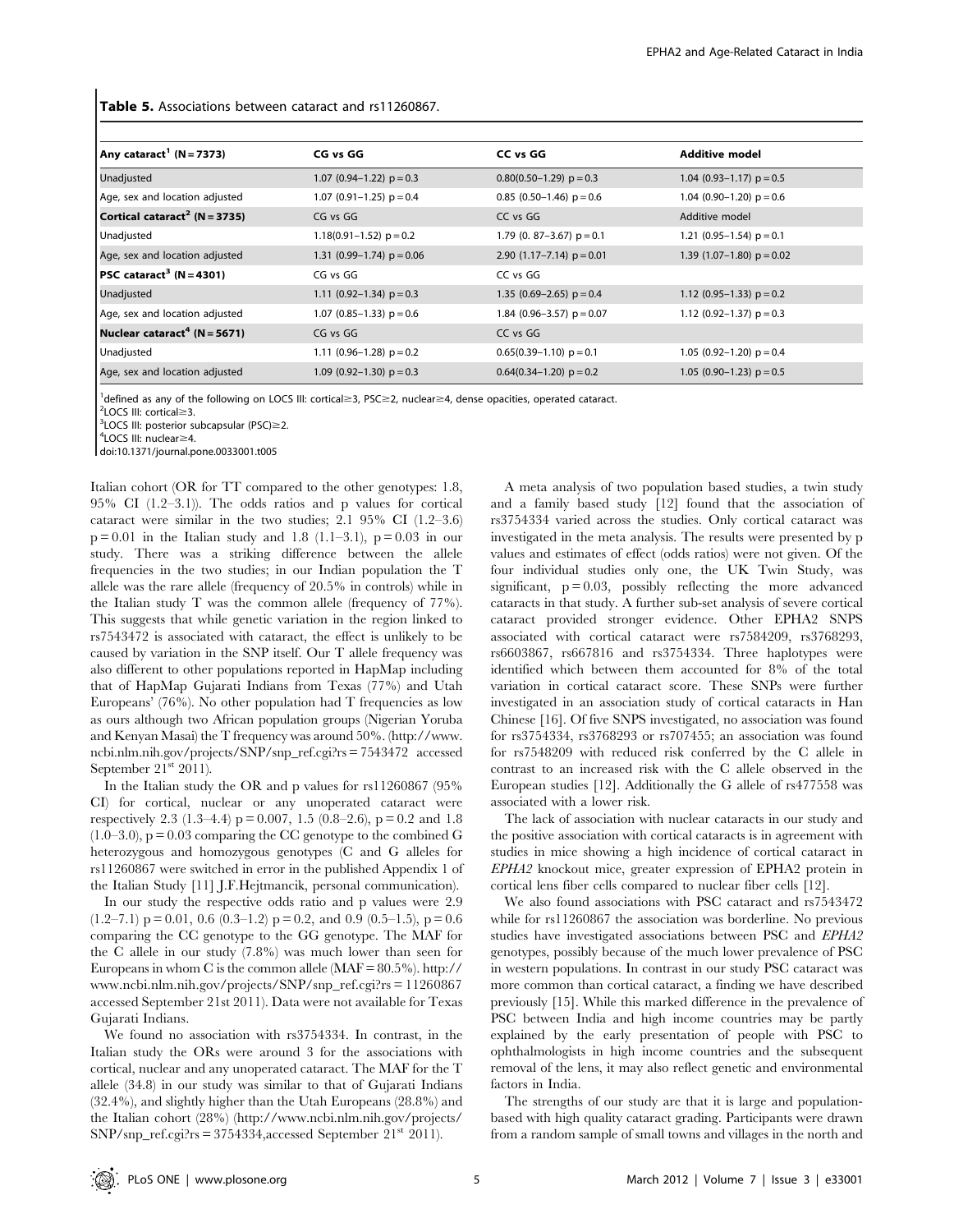**Table 5.** Associations between cataract and rs11260867.

| Any cataract[1] (N = 7373) | CG vs GG | CC vs GG | Additive model |
|---|---|---|---|
| Unadjusted | 1.07 (0.94–1.22) p = 0.3 | 0.80(0.50–1.29) p = 0.3 | 1.04 (0.93–1.17) p = 0.5 |
| Age, sex and location adjusted | 1.07 (0.91–1.25) p = 0.4 | 0.85 (0.50–1.46) p = 0.6 | 1.04 (0.90–1.20) p = 0.6 |
| **Cortical cataract[2] (N = 3735)** | CG vs GG | CC vs GG | Additive model |
| Unadjusted | 1.18(0.91–1.52) p = 0.2 | 1.79 (0. 87–3.67) p = 0.1 | 1.21 (0.95–1.54) p = 0.1 |
| Age, sex and location adjusted | 1.31 (0.99–1.74) p = 0.06 | 2.90 (1.17–7.14) p = 0.01 | 1.39 (1.07–1.80) p = 0.02 |
| **PSC cataract[3] (N = 4301)** | CG vs GG | CC vs GG | |
| Unadjusted | 1.11 (0.92–1.34) p = 0.3 | 1.35 (0.69–2.65) p = 0.4 | 1.12 (0.95–1.33) p = 0.2 |
| Age, sex and location adjusted | 1.07 (0.85–1.33) p = 0.6 | 1.84 (0.96–3.57) p = 0.07 | 1.12 (0.92–1.37) p = 0.3 |
| **Nuclear cataract[4] (N = 5671)** | CG vs GG | CC vs GG | |
| Unadjusted | 1.11 (0.96–1.28) p = 0.2 | 0.65(0.39–1.10) p = 0.1 | 1.05 (0.92–1.20) p = 0.4 |
| Age, sex and location adjusted | 1.09 (0.92–1.30) p = 0.3 | 0.64(0.34–1.20) p = 0.2 | 1.05 (0.90–1.23) p = 0.5 |

[1]defined as any of the following on LOCS III: cortical≥3, PSC≥2, nuclear≥4, dense opacities, operated cataract.
[2]LOCS III: cortical≥3.
[3]LOCS III: posterior subcapsular (PSC)≥2.
[4]LOCS III: nuclear≥4.
doi:10.1371/journal.pone.0033001.t005

Italian cohort (OR for TT compared to the other genotypes: 1.8, 95% CI (1.2–3.1)). The odds ratios and p values for cortical cataract were similar in the two studies; 2.1 95% CI (1.2–3.6) p = 0.01 in the Italian study and 1.8 (1.1–3.1), p = 0.03 in our study. There was a striking difference between the allele frequencies in the two studies; in our Indian population the T allele was the rare allele (frequency of 20.5% in controls) while in the Italian study T was the common allele (frequency of 77%). This suggests that while genetic variation in the region linked to rs7543472 is associated with cataract, the effect is unlikely to be caused by variation in the SNP itself. Our T allele frequency was also different to other populations reported in HapMap including that of HapMap Gujarati Indians from Texas (77%) and Utah Europeans' (76%). No other population had T frequencies as low as ours although two African population groups (Nigerian Yoruba and Kenyan Masai) the T frequency was around 50%. (http://www.ncbi.nlm.nih.gov/projects/SNP/snp_ref.cgi?rs = 7543472 accessed September 21st 2011).

In the Italian study the OR and p values for rs11260867 (95% CI) for cortical, nuclear or any unoperated cataract were respectively 2.3 (1.3–4.4) p = 0.007, 1.5 (0.8–2.6), p = 0.2 and 1.8 (1.0–3.0), p = 0.03 comparing the CC genotype to the combined G heterozygous and homozygous genotypes (C and G alleles for rs11260867 were switched in error in the published Appendix 1 of the Italian Study [11] J.F.Hejtmancik, personal communication).

In our study the respective odds ratio and p values were 2.9 (1.2–7.1) p = 0.01, 0.6 (0.3–1.2) p = 0.2, and 0.9 (0.5–1.5), p = 0.6 comparing the CC genotype to the GG genotype. The MAF for the C allele in our study (7.8%) was much lower than seen for Europeans in whom C is the common allele (MAF = 80.5%). http://www.ncbi.nlm.nih.gov/projects/SNP/snp_ref.cgi?rs = 11260867 accessed September 21st 2011). Data were not available for Texas Gujarati Indians.

We found no association with rs3754334. In contrast, in the Italian study the ORs were around 3 for the associations with cortical, nuclear and any unoperated cataract. The MAF for the T allele (34.8) in our study was similar to that of Gujarati Indians (32.4%), and slightly higher than the Utah Europeans (28.8%) and the Italian cohort (28%) (http://www.ncbi.nlm.nih.gov/projects/SNP/snp_ref.cgi?rs = 3754334,accessed September 21st 2011).

A meta analysis of two population based studies, a twin study and a family based study [12] found that the association of rs3754334 varied across the studies. Only cortical cataract was investigated in the meta analysis. The results were presented by p values and estimates of effect (odds ratios) were not given. Of the four individual studies only one, the UK Twin Study, was significant, p = 0.03, possibly reflecting the more advanced cataracts in that study. A further sub-set analysis of severe cortical cataract provided stronger evidence. Other EPHA2 SNPS associated with cortical cataract were rs7584209, rs3768293, rs6603867, rs667816 and rs3754334. Three haplotypes were identified which between them accounted for 8% of the total variation in cortical cataract score. These SNPs were further investigated in an association study of cortical cataracts in Han Chinese [16]. Of five SNPS investigated, no association was found for rs3754334, rs3768293 or rs707455; an association was found for rs7548209 with reduced risk conferred by the C allele in contrast to an increased risk with the C allele observed in the European studies [12]. Additionally the G allele of rs477558 was associated with a lower risk.

The lack of association with nuclear cataracts in our study and the positive association with cortical cataracts is in agreement with studies in mice showing a high incidence of cortical cataract in *EPHA2* knockout mice, greater expression of EPHA2 protein in cortical lens fiber cells compared to nuclear fiber cells [12].

We also found associations with PSC cataract and rs7543472 while for rs11260867 the association was borderline. No previous studies have investigated associations between PSC and *EPHA2* genotypes, possibly because of the much lower prevalence of PSC in western populations. In contrast in our study PSC cataract was more common than cortical cataract, a finding we have described previously [15]. While this marked difference in the prevalence of PSC between India and high income countries may be partly explained by the early presentation of people with PSC to ophthalmologists in high income countries and the subsequent removal of the lens, it may also reflect genetic and environmental factors in India.

The strengths of our study are that it is large and population-based with high quality cataract grading. Participants were drawn from a random sample of small towns and villages in the north and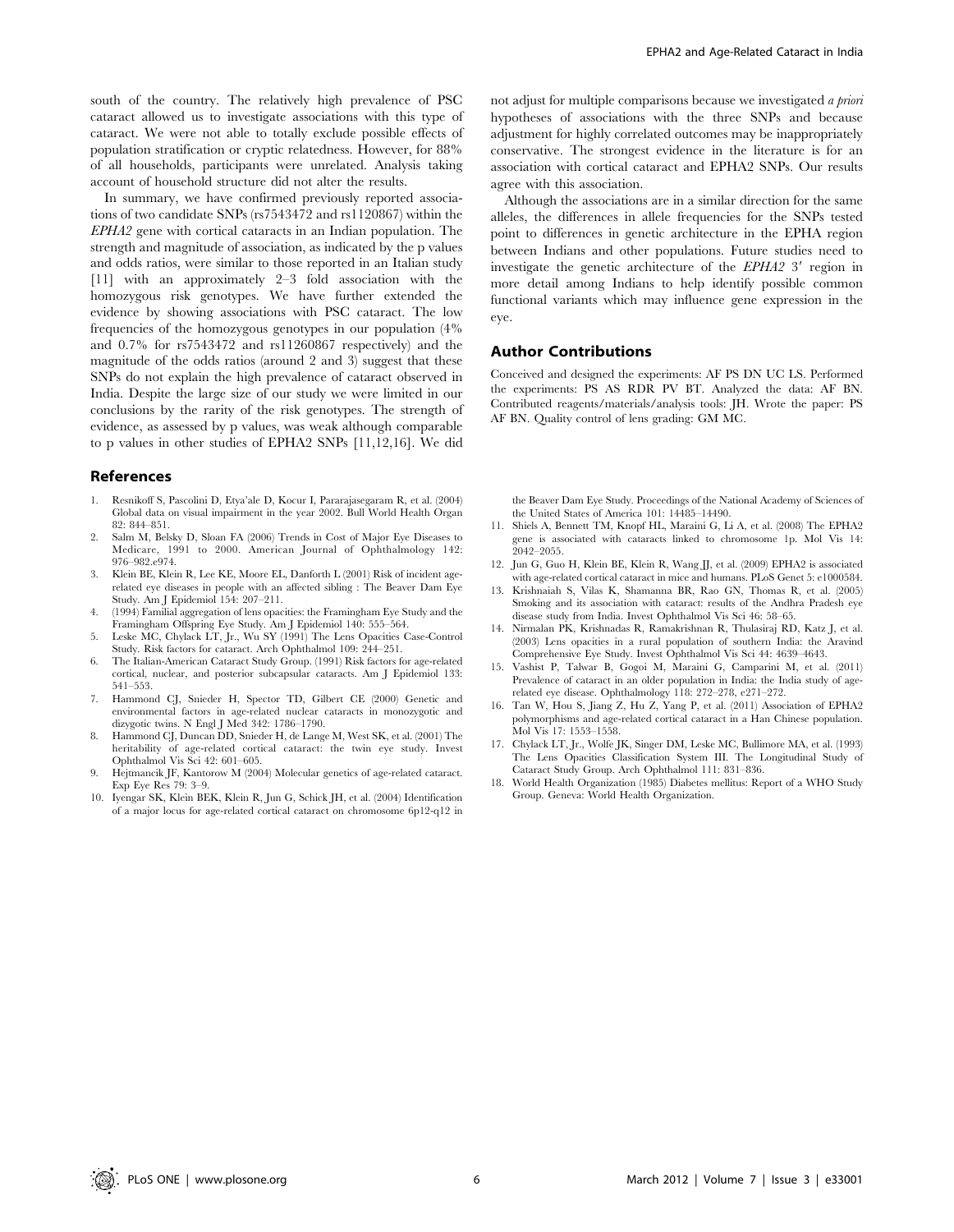south of the country. The relatively high prevalence of PSC cataract allowed us to investigate associations with this type of cataract. We were not able to totally exclude possible effects of population stratification or cryptic relatedness. However, for 88% of all households, participants were unrelated. Analysis taking account of household structure did not alter the results.

In summary, we have confirmed previously reported associations of two candidate SNPs (rs7543472 and rs1120867) within the *EPHA2* gene with cortical cataracts in an Indian population. The strength and magnitude of association, as indicated by the p values and odds ratios, were similar to those reported in an Italian study [11] with an approximately 2–3 fold association with the homozygous risk genotypes. We have further extended the evidence by showing associations with PSC cataract. The low frequencies of the homozygous genotypes in our population (4% and 0.7% for rs7543472 and rs11260867 respectively) and the magnitude of the odds ratios (around 2 and 3) suggest that these SNPs do not explain the high prevalence of cataract observed in India. Despite the large size of our study we were limited in our conclusions by the rarity of the risk genotypes. The strength of evidence, as assessed by p values, was weak although comparable to p values in other studies of EPHA2 SNPs [11,12,16]. We did not adjust for multiple comparisons because we investigated *a priori* hypotheses of associations with the three SNPs and because adjustment for highly correlated outcomes may be inappropriately conservative. The strongest evidence in the literature is for an association with cortical cataract and EPHA2 SNPs. Our results agree with this association.

Although the associations are in a similar direction for the same alleles, the differences in allele frequencies for the SNPs tested point to differences in genetic architecture in the EPHA region between Indians and other populations. Future studies need to investigate the genetic architecture of the *EPHA2* 3′ region in more detail among Indians to help identify possible common functional variants which may influence gene expression in the eye.

## Author Contributions

Conceived and designed the experiments: AF PS DN UC LS. Performed the experiments: PS AS RDR PV BT. Analyzed the data: AF BN. Contributed reagents/materials/analysis tools: JH. Wrote the paper: PS AF BN. Quality control of lens grading: GM MC.

## References

1. Resnikoff S, Pascolini D, Etya'ale D, Kocur I, Pararajasegaram R, et al. (2004) Global data on visual impairment in the year 2002. Bull World Health Organ 82: 844–851.
2. Salm M, Belsky D, Sloan FA (2006) Trends in Cost of Major Eye Diseases to Medicare, 1991 to 2000. American Journal of Ophthalmology 142: 976–982.e974.
3. Klein BE, Klein R, Lee KE, Moore EL, Danforth L (2001) Risk of incident age-related eye diseases in people with an affected sibling : The Beaver Dam Eye Study. Am J Epidemiol 154: 207–211.
4. (1994) Familial aggregation of lens opacities: the Framingham Eye Study and the Framingham Offspring Eye Study. Am J Epidemiol 140: 555–564.
5. Leske MC, Chylack LT, Jr., Wu SY (1991) The Lens Opacities Case-Control Study. Risk factors for cataract. Arch Ophthalmol 109: 244–251.
6. The Italian-American Cataract Study Group. (1991) Risk factors for age-related cortical, nuclear, and posterior subcapsular cataracts. Am J Epidemiol 133: 541–553.
7. Hammond CJ, Snieder H, Spector TD, Gilbert CE (2000) Genetic and environmental factors in age-related nuclear cataracts in monozygotic and dizygotic twins. N Engl J Med 342: 1786–1790.
8. Hammond CJ, Duncan DD, Snieder H, de Lange M, West SK, et al. (2001) The heritability of age-related cortical cataract: the twin eye study. Invest Ophthalmol Vis Sci 42: 601–605.
9. Hejtmancik JF, Kantorow M (2004) Molecular genetics of age-related cataract. Exp Eye Res 79: 3–9.
10. Iyengar SK, Klein BEK, Klein R, Jun G, Schick JH, et al. (2004) Identification of a major locus for age-related cortical cataract on chromosome 6p12-q12 in the Beaver Dam Eye Study. Proceedings of the National Academy of Sciences of the United States of America 101: 14485–14490.
11. Shiels A, Bennett TM, Knopf HL, Maraini G, Li A, et al. (2008) The EPHA2 gene is associated with cataracts linked to chromosome 1p. Mol Vis 14: 2042–2055.
12. Jun G, Guo H, Klein BE, Klein R, Wang JJ, et al. (2009) EPHA2 is associated with age-related cortical cataract in mice and humans. PLoS Genet 5: e1000584.
13. Krishnaiah S, Vilas K, Shamanna BR, Rao GN, Thomas R, et al. (2005) Smoking and its association with cataract: results of the Andhra Pradesh eye disease study from India. Invest Ophthalmol Vis Sci 46: 58–65.
14. Nirmalan PK, Krishnadas R, Ramakrishnan R, Thulasiraj RD, Katz J, et al. (2003) Lens opacities in a rural population of southern India: the Aravind Comprehensive Eye Study. Invest Ophthalmol Vis Sci 44: 4639–4643.
15. Vashist P, Talwar B, Gogoi M, Maraini G, Camparini M, et al. (2011) Prevalence of cataract in an older population in India: the India study of age-related eye disease. Ophthalmology 118: 272–278, e271–272.
16. Tan W, Hou S, Jiang Z, Hu Z, Yang P, et al. (2011) Association of EPHA2 polymorphisms and age-related cortical cataract in a Han Chinese population. Mol Vis 17: 1553–1558.
17. Chylack LT, Jr., Wolfe JK, Singer DM, Leske MC, Bullimore MA, et al. (1993) The Lens Opacities Classification System III. The Longitudinal Study of Cataract Study Group. Arch Ophthalmol 111: 831–836.
18. World Health Organization (1985) Diabetes mellitus: Report of a WHO Study Group. Geneva: World Health Organization.